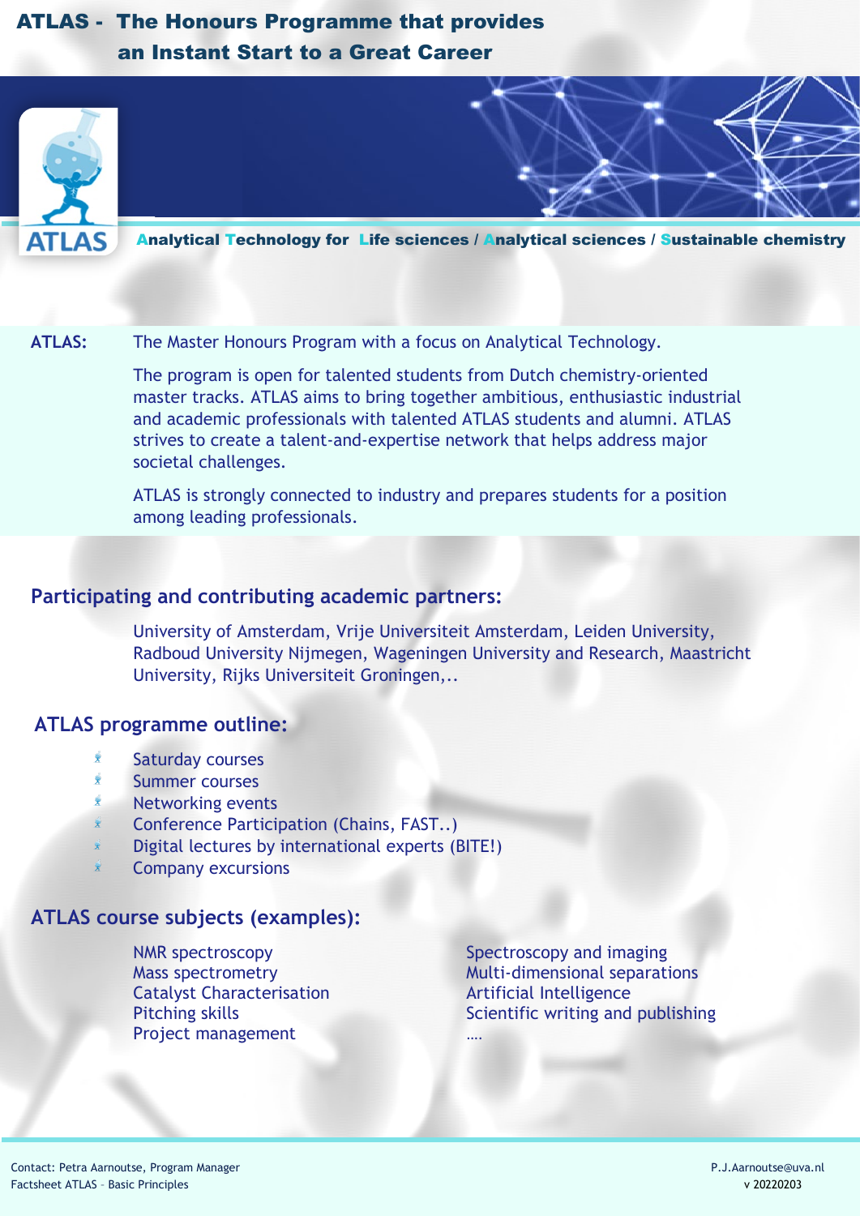# ATLAS - The Honours Programme that provides an Instant Start to a Great Career

**A**nalytical **T**echnology for **L**ife sciences / **A**nalytical sciences / **S**ustainable chemistry

**ATLAS:** The Master Honours Program with a focus on Analytical Technology.

The program is open for talented students from Dutch chemistry-oriented master tracks. ATLAS aims to bring together ambitious, enthusiastic industrial and academic professionals with talented ATLAS students and alumni. ATLAS strives to create a talent-and-expertise network that helps address major societal challenges.

ATLAS is strongly connected to industry and prepares students for a position among leading professionals.

## Participating and contributing academic partners:

University of Amsterdam, Vrije Universiteit Amsterdam, Leiden University, Radboud University Nijmegen, Wageningen University and Research, Maastricht University, Rijks Universiteit Groningen,..

## ATLAS programme outline:

- Saturday courses
- Summer courses
- Networking events
- Conference Participation (Chains, FAST..)
- Digital lectures by international experts (BITE!)
- Company excursions

## ATLAS course subjects (examples):

NMR spectroscopy
Mass spectrometry
Catalyst Characterisation
Pitching skills
Project management

Spectroscopy and imaging
Multi-dimensional separations
Artificial Intelligence
Scientific writing and publishing
….

Contact: Petra Aarnoutse, Program Manager
P.J.Aarnoutse@uva.nl

Factsheet ATLAS – Basic Principles
v 20220203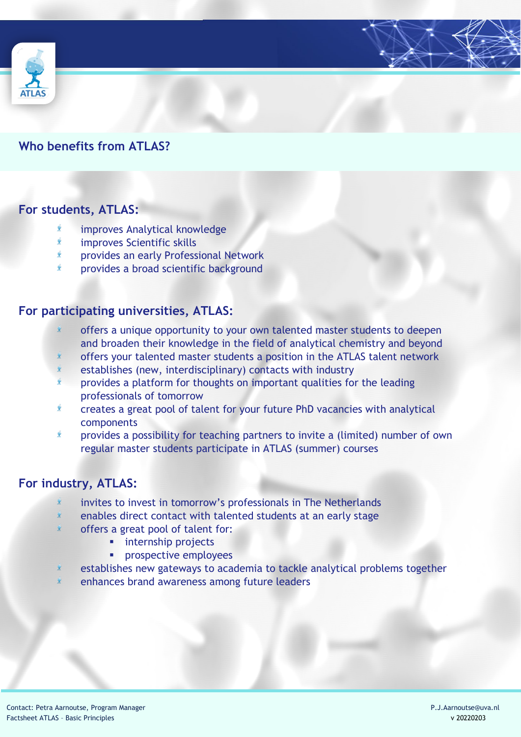## Who benefits from ATLAS?

### For students, ATLAS:

- improves Analytical knowledge
- improves Scientific skills
- provides an early Professional Network
- provides a broad scientific background

### For participating universities, ATLAS:

- offers a unique opportunity to your own talented master students to deepen and broaden their knowledge in the field of analytical chemistry and beyond
- offers your talented master students a position in the ATLAS talent network
- establishes (new, interdisciplinary) contacts with industry
- provides a platform for thoughts on important qualities for the leading professionals of tomorrow
- creates a great pool of talent for your future PhD vacancies with analytical components
- provides a possibility for teaching partners to invite a (limited) number of own regular master students participate in ATLAS (summer) courses

### For industry, ATLAS:

- invites to invest in tomorrow's professionals in The Netherlands
- enables direct contact with talented students at an early stage
- offers a great pool of talent for:
  - internship projects
  - prospective employees
- establishes new gateways to academia to tackle analytical problems together
- enhances brand awareness among future leaders

Contact: Petra Aarnoutse, Program Manager
P.J.Aarnoutse@uva.nl
Factsheet ATLAS – Basic Principles
v 20220203